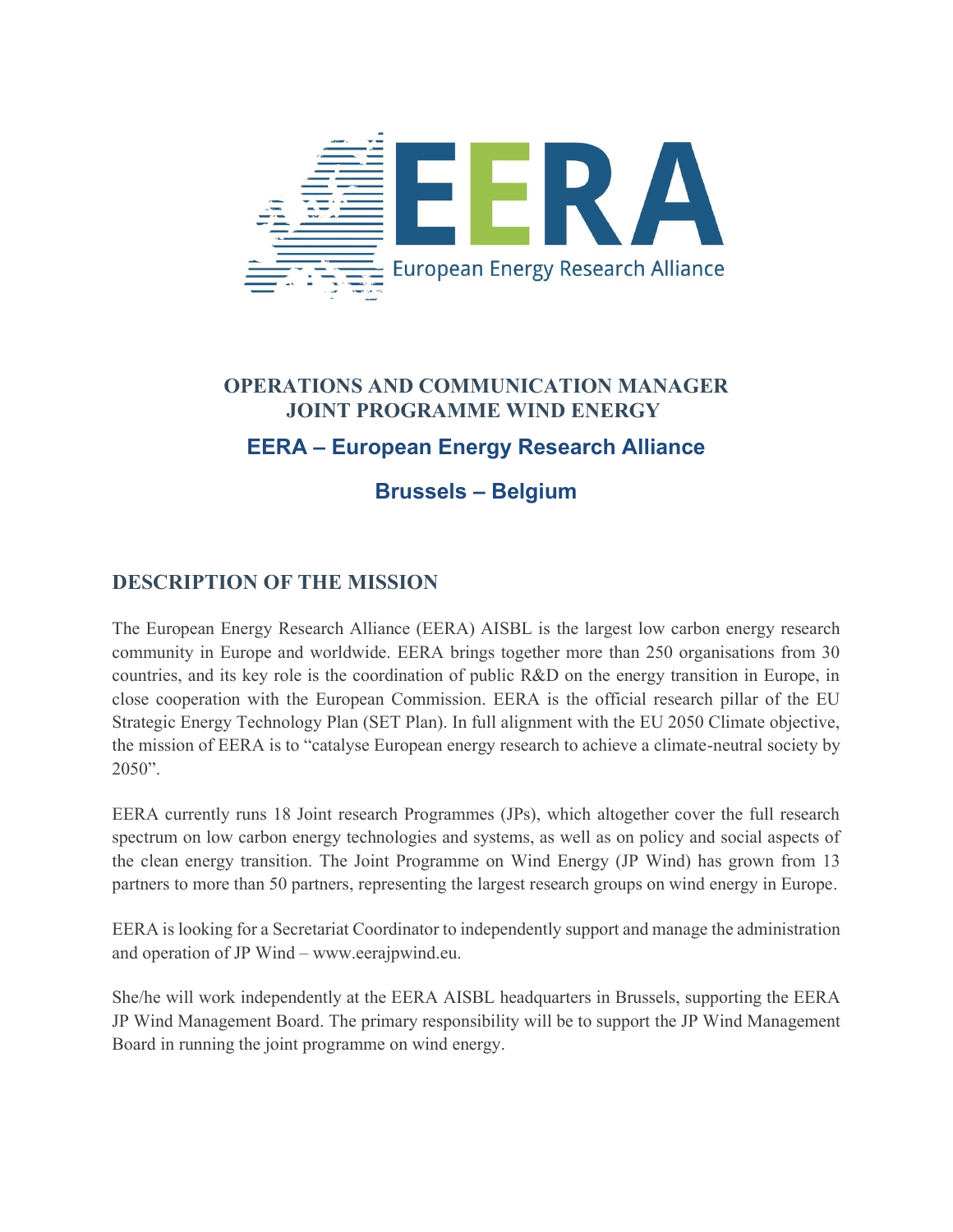# OPERATIONS AND COMMUNICATION MANAGER
# JOINT PROGRAMME WIND ENERGY

## EERA – European Energy Research Alliance

## Brussels – Belgium

## DESCRIPTION OF THE MISSION

The European Energy Research Alliance (EERA) AISBL is the largest low carbon energy research community in Europe and worldwide. EERA brings together more than 250 organisations from 30 countries, and its key role is the coordination of public R&D on the energy transition in Europe, in close cooperation with the European Commission. EERA is the official research pillar of the EU Strategic Energy Technology Plan (SET Plan). In full alignment with the EU 2050 Climate objective, the mission of EERA is to "catalyse European energy research to achieve a climate-neutral society by 2050".

EERA currently runs 18 Joint research Programmes (JPs), which altogether cover the full research spectrum on low carbon energy technologies and systems, as well as on policy and social aspects of the clean energy transition. The Joint Programme on Wind Energy (JP Wind) has grown from 13 partners to more than 50 partners, representing the largest research groups on wind energy in Europe.

EERA is looking for a Secretariat Coordinator to independently support and manage the administration and operation of JP Wind – www.eerajpwind.eu.

She/he will work independently at the EERA AISBL headquarters in Brussels, supporting the EERA JP Wind Management Board. The primary responsibility will be to support the JP Wind Management Board in running the joint programme on wind energy.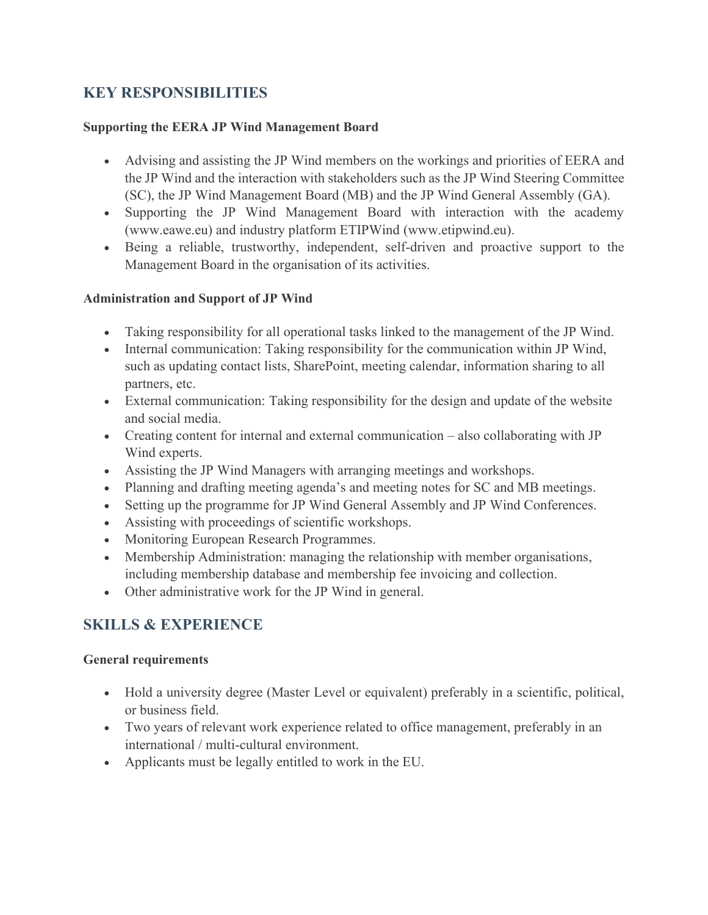## KEY RESPONSIBILITIES

**Supporting the EERA JP Wind Management Board**

- Advising and assisting the JP Wind members on the workings and priorities of EERA and the JP Wind and the interaction with stakeholders such as the JP Wind Steering Committee (SC), the JP Wind Management Board (MB) and the JP Wind General Assembly (GA).
- Supporting the JP Wind Management Board with interaction with the academy (www.eawe.eu) and industry platform ETIPWind (www.etipwind.eu).
- Being a reliable, trustworthy, independent, self-driven and proactive support to the Management Board in the organisation of its activities.

**Administration and Support of JP Wind**

- Taking responsibility for all operational tasks linked to the management of the JP Wind.
- Internal communication: Taking responsibility for the communication within JP Wind, such as updating contact lists, SharePoint, meeting calendar, information sharing to all partners, etc.
- External communication: Taking responsibility for the design and update of the website and social media.
- Creating content for internal and external communication – also collaborating with JP Wind experts.
- Assisting the JP Wind Managers with arranging meetings and workshops.
- Planning and drafting meeting agenda's and meeting notes for SC and MB meetings.
- Setting up the programme for JP Wind General Assembly and JP Wind Conferences.
- Assisting with proceedings of scientific workshops.
- Monitoring European Research Programmes.
- Membership Administration: managing the relationship with member organisations, including membership database and membership fee invoicing and collection.
- Other administrative work for the JP Wind in general.

## SKILLS & EXPERIENCE

**General requirements**

- Hold a university degree (Master Level or equivalent) preferably in a scientific, political, or business field.
- Two years of relevant work experience related to office management, preferably in an international / multi-cultural environment.
- Applicants must be legally entitled to work in the EU.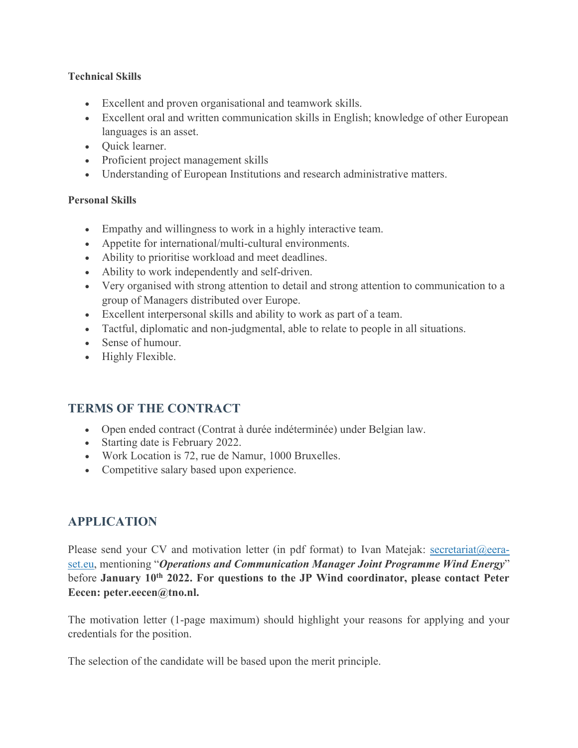**Technical Skills**

- Excellent and proven organisational and teamwork skills.
- Excellent oral and written communication skills in English; knowledge of other European languages is an asset.
- Quick learner.
- Proficient project management skills
- Understanding of European Institutions and research administrative matters.

**Personal Skills**

- Empathy and willingness to work in a highly interactive team.
- Appetite for international/multi-cultural environments.
- Ability to prioritise workload and meet deadlines.
- Ability to work independently and self-driven.
- Very organised with strong attention to detail and strong attention to communication to a group of Managers distributed over Europe.
- Excellent interpersonal skills and ability to work as part of a team.
- Tactful, diplomatic and non-judgmental, able to relate to people in all situations.
- Sense of humour.
- Highly Flexible.

## TERMS OF THE CONTRACT

- Open ended contract (Contrat à durée indéterminée) under Belgian law.
- Starting date is February 2022.
- Work Location is 72, rue de Namur, 1000 Bruxelles.
- Competitive salary based upon experience.

## APPLICATION

Please send your CV and motivation letter (in pdf format) to Ivan Matejak: secretariat@eera-set.eu, mentioning "***Operations and Communication Manager Joint Programme Wind Energy***" before **January 10th 2022. For questions to the JP Wind coordinator, please contact Peter Eecen: peter.eecen@tno.nl.**

The motivation letter (1-page maximum) should highlight your reasons for applying and your credentials for the position.

The selection of the candidate will be based upon the merit principle.